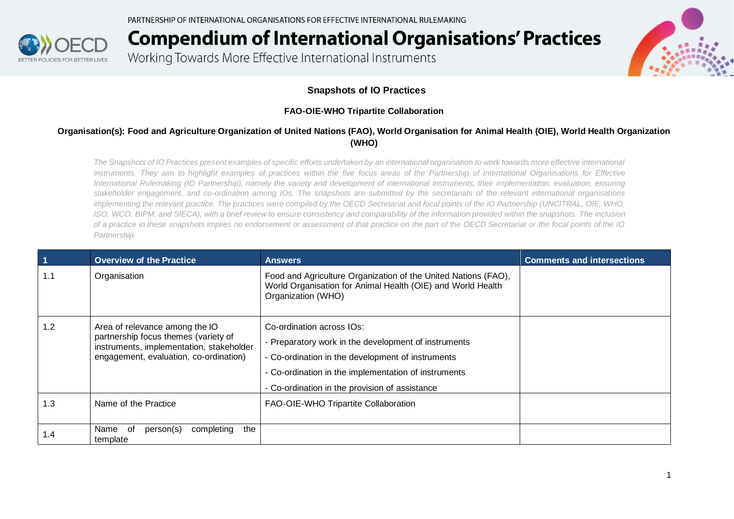PARTNERSHIP OF INTERNATIONAL ORGANISATIONS FOR EFFECTIVE INTERNATIONAL RULEMAKING

# Compendium of International Organisations' Practices

Working Towards More Effective International Instruments

## Snapshots of IO Practices

### FAO-OIE-WHO Tripartite Collaboration

**Organisation(s): Food and Agriculture Organization of United Nations (FAO), World Organisation for Animal Health (OIE), World Health Organization (WHO)**

*The Snapshots of IO Practices present examples of specific efforts undertaken by an international organisation to work towards more effective international instruments. They aim to highlight examples of practices within the five focus areas of the Partnership of International Organisations for Effective International Rulemaking (IO Partnership), namely the variety and development of international instruments, their implementation, evaluation, ensuring stakeholder engagement, and co-ordination among IOs. The snapshots are submitted by the secretariats of the relevant international organisations implementing the relevant practice. The practices were compiled by the OECD Secretariat and focal points of the IO Partnership (UNCITRAL, OIE, WHO, ISO, WCO, BIPM, and SIECA), with a brief review to ensure consistency and comparability of the information provided within the snapshots. The inclusion of a practice in these snapshots implies no endorsement or assessment of that practice on the part of the OECD Secretariat or the focal points of the IO Partnership.*

| 1 | Overview of the Practice | Answers | Comments and intersections |
|---|---|---|---|
| 1.1 | Organisation | Food and Agriculture Organization of the United Nations (FAO), World Organisation for Animal Health (OIE) and World Health Organization (WHO) | |
| 1.2 | Area of relevance among the IO partnership focus themes (variety of instruments, implementation, stakeholder engagement, evaluation, co-ordination) | Co-ordination across IOs:<br>- Preparatory work in the development of instruments<br>- Co-ordination in the development of instruments<br>- Co-ordination in the implementation of instruments<br>- Co-ordination in the provision of assistance | |
| 1.3 | Name of the Practice | FAO-OIE-WHO Tripartite Collaboration | |
| 1.4 | Name of person(s) completing the template | | |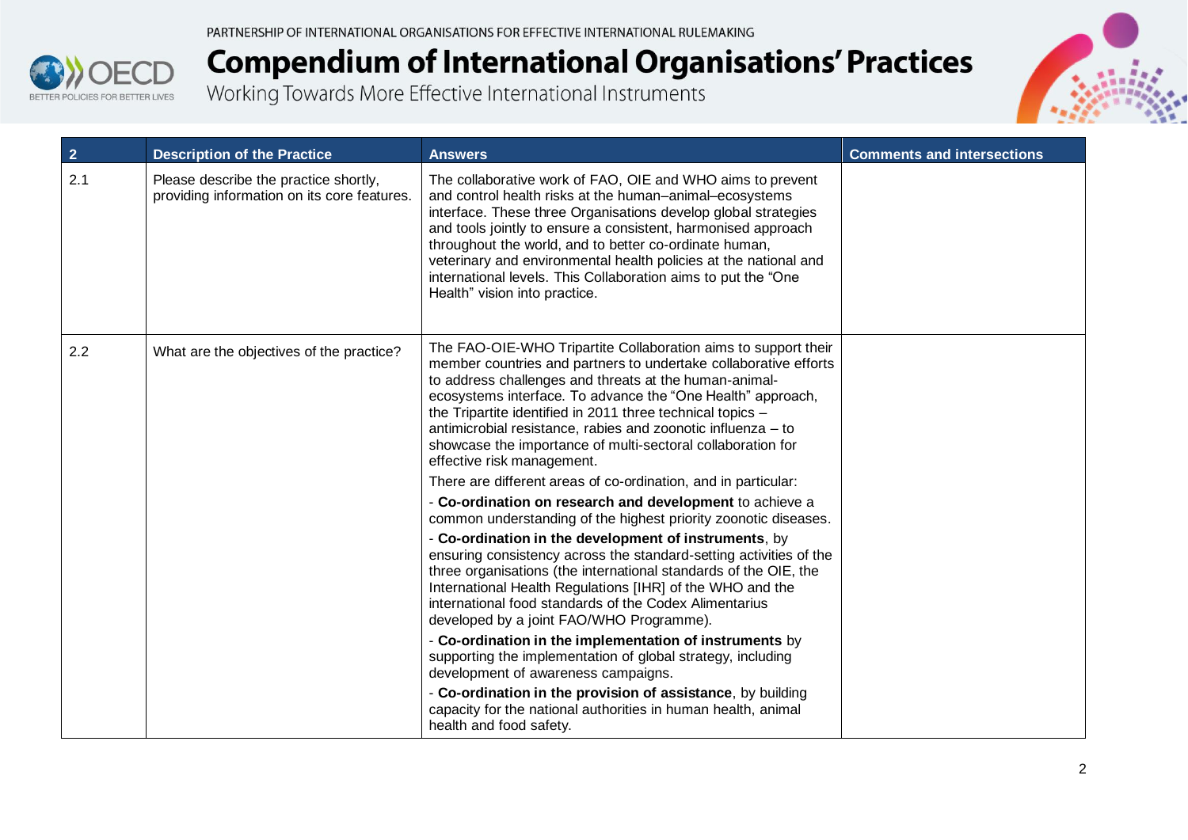| 2 | Description of the Practice | Answers | Comments and intersections |
|---|---|---|---|
| 2.1 | Please describe the practice shortly, providing information on its core features. | The collaborative work of FAO, OIE and WHO aims to prevent and control health risks at the human–animal–ecosystems interface. These three Organisations develop global strategies and tools jointly to ensure a consistent, harmonised approach throughout the world, and to better co-ordinate human, veterinary and environmental health policies at the national and international levels. This Collaboration aims to put the "One Health" vision into practice. | |
| 2.2 | What are the objectives of the practice? | The FAO-OIE-WHO Tripartite Collaboration aims to support their member countries and partners to undertake collaborative efforts to address challenges and threats at the human-animal-ecosystems interface. To advance the "One Health" approach, the Tripartite identified in 2011 three technical topics – antimicrobial resistance, rabies and zoonotic influenza – to showcase the importance of multi-sectoral collaboration for effective risk management.<br><br>There are different areas of co-ordination, and in particular:<br><br>- **Co-ordination on research and development** to achieve a common understanding of the highest priority zoonotic diseases.<br><br>- **Co-ordination in the development of instruments**, by ensuring consistency across the standard-setting activities of the three organisations (the international standards of the OIE, the International Health Regulations [IHR] of the WHO and the international food standards of the Codex Alimentarius developed by a joint FAO/WHO Programme).<br><br>- **Co-ordination in the implementation of instruments** by supporting the implementation of global strategy, including development of awareness campaigns.<br><br>- **Co-ordination in the provision of assistance**, by building capacity for the national authorities in human health, animal health and food safety. | |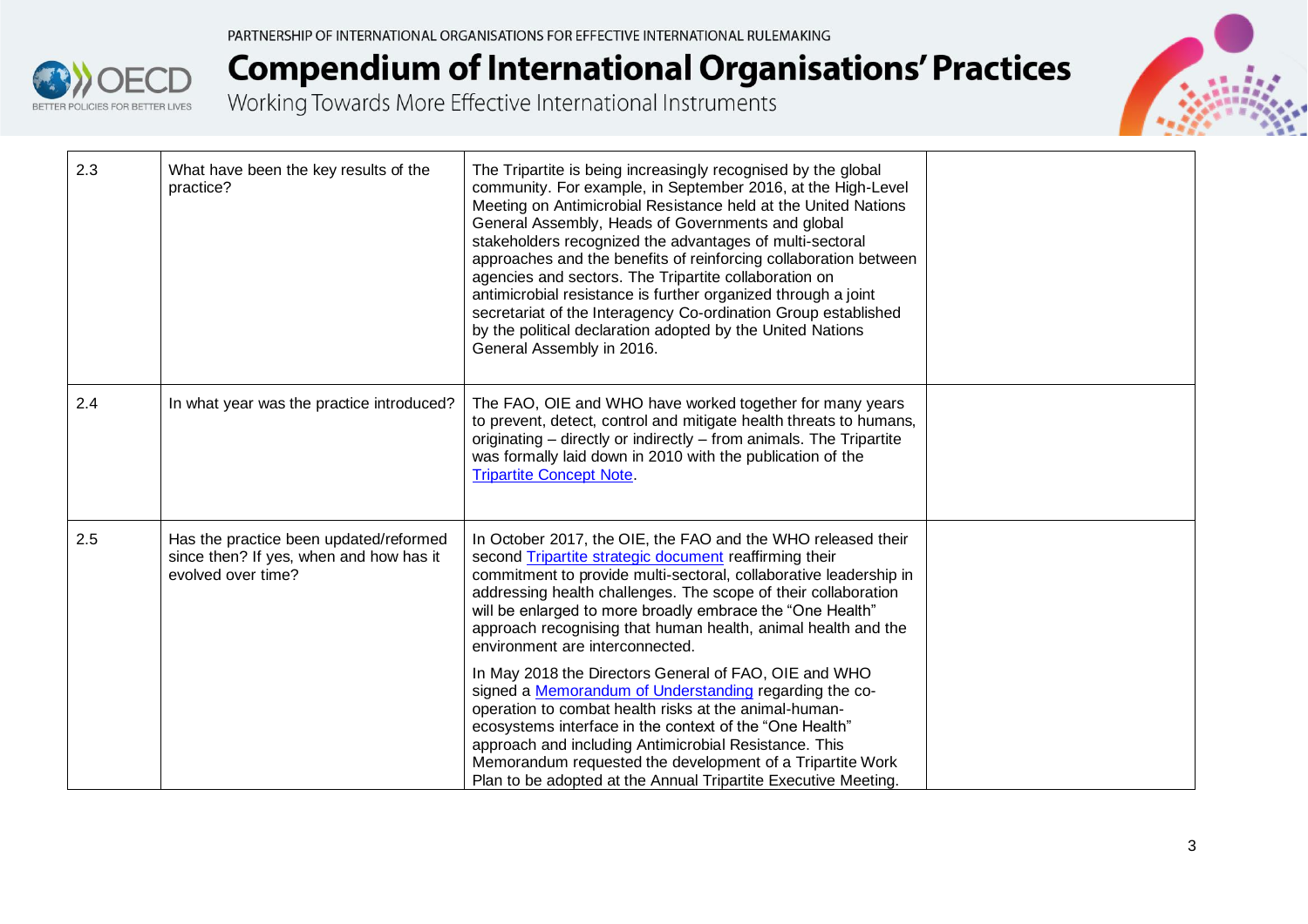| | | | |
|---|---|---|---|
| 2.3 | What have been the key results of the practice? | The Tripartite is being increasingly recognised by the global community. For example, in September 2016, at the High-Level Meeting on Antimicrobial Resistance held at the United Nations General Assembly, Heads of Governments and global stakeholders recognized the advantages of multi-sectoral approaches and the benefits of reinforcing collaboration between agencies and sectors. The Tripartite collaboration on antimicrobial resistance is further organized through a joint secretariat of the Interagency Co-ordination Group established by the political declaration adopted by the United Nations General Assembly in 2016. | |
| 2.4 | In what year was the practice introduced? | The FAO, OIE and WHO have worked together for many years to prevent, detect, control and mitigate health threats to humans, originating – directly or indirectly – from animals. The Tripartite was formally laid down in 2010 with the publication of the Tripartite Concept Note. | |
| 2.5 | Has the practice been updated/reformed since then? If yes, when and how has it evolved over time? | In October 2017, the OIE, the FAO and the WHO released their second Tripartite strategic document reaffirming their commitment to provide multi-sectoral, collaborative leadership in addressing health challenges. The scope of their collaboration will be enlarged to more broadly embrace the "One Health" approach recognising that human health, animal health and the environment are interconnected.<br><br>In May 2018 the Directors General of FAO, OIE and WHO signed a Memorandum of Understanding regarding the co-operation to combat health risks at the animal-human-ecosystems interface in the context of the "One Health" approach and including Antimicrobial Resistance. This Memorandum requested the development of a Tripartite Work Plan to be adopted at the Annual Tripartite Executive Meeting. | |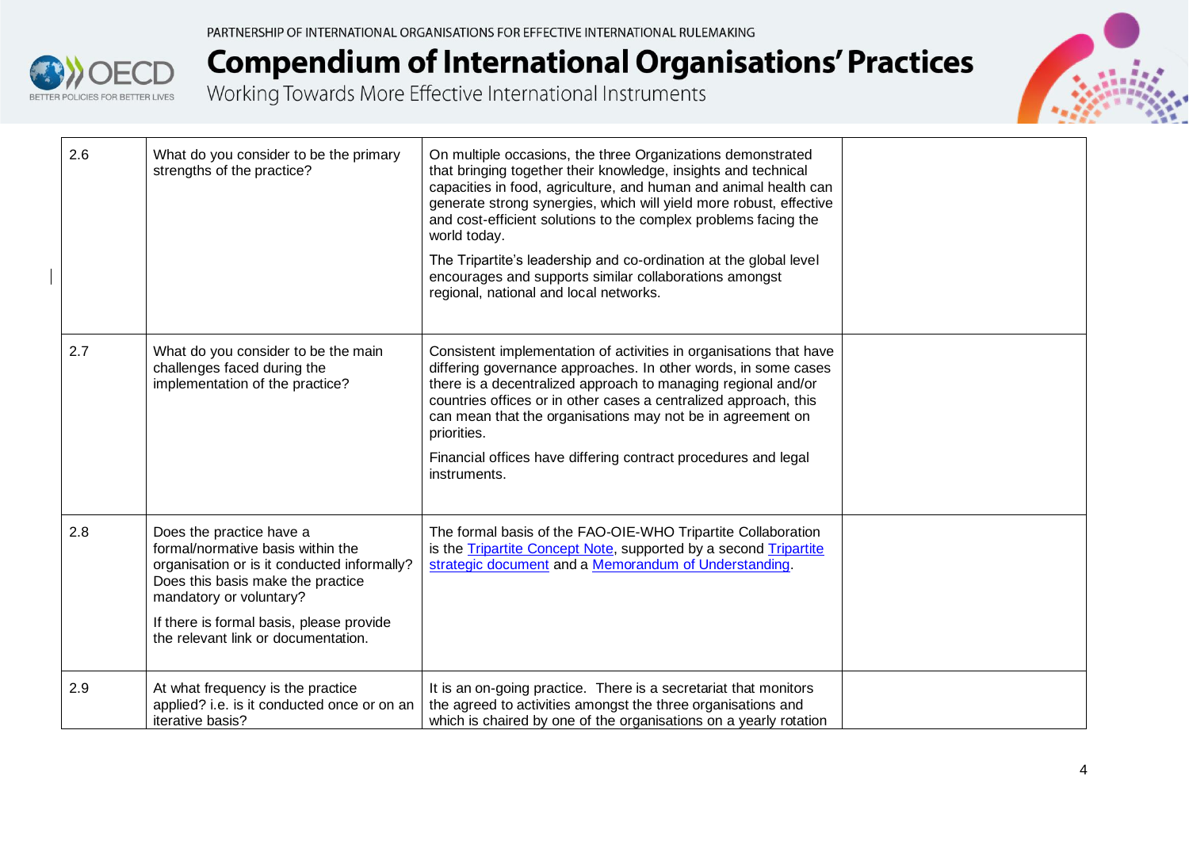| 2.6 | What do you consider to be the primary strengths of the practice? | On multiple occasions, the three Organizations demonstrated that bringing together their knowledge, insights and technical capacities in food, agriculture, and human and animal health can generate strong synergies, which will yield more robust, effective and cost-efficient solutions to the complex problems facing the world today.<br><br>The Tripartite's leadership and co-ordination at the global level encourages and supports similar collaborations amongst regional, national and local networks. | |
|---|---|---|---|
| 2.7 | What do you consider to be the main challenges faced during the implementation of the practice? | Consistent implementation of activities in organisations that have differing governance approaches. In other words, in some cases there is a decentralized approach to managing regional and/or countries offices or in other cases a centralized approach, this can mean that the organisations may not be in agreement on priorities.<br><br>Financial offices have differing contract procedures and legal instruments. | |
| 2.8 | Does the practice have a formal/normative basis within the organisation or is it conducted informally? Does this basis make the practice mandatory or voluntary?<br><br>If there is formal basis, please provide the relevant link or documentation. | The formal basis of the FAO-OIE-WHO Tripartite Collaboration is the Tripartite Concept Note, supported by a second Tripartite strategic document and a Memorandum of Understanding. | |
| 2.9 | At what frequency is the practice applied? i.e. is it conducted once or on an iterative basis? | It is an on-going practice. There is a secretariat that monitors the agreed to activities amongst the three organisations and which is chaired by one of the organisations on a yearly rotation | |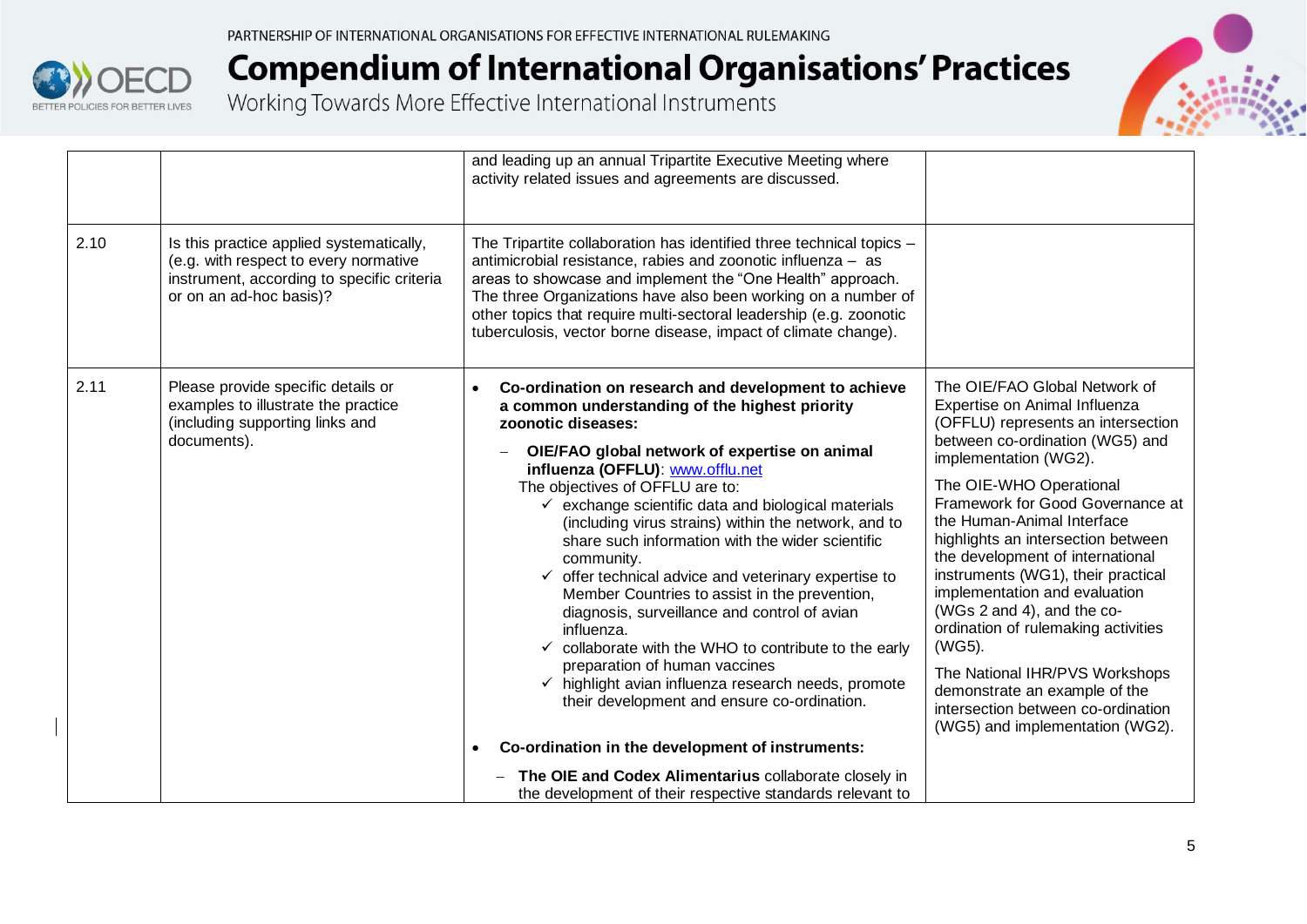| | | | |
|---|---|---|---|
| | | and leading up an annual Tripartite Executive Meeting where activity related issues and agreements are discussed. | |
| 2.10 | Is this practice applied systematically, (e.g. with respect to every normative instrument, according to specific criteria or on an ad-hoc basis)? | The Tripartite collaboration has identified three technical topics – antimicrobial resistance, rabies and zoonotic influenza – as areas to showcase and implement the "One Health" approach. The three Organizations have also been working on a number of other topics that require multi-sectoral leadership (e.g. zoonotic tuberculosis, vector borne disease, impact of climate change). | |
| 2.11 | Please provide specific details or examples to illustrate the practice (including supporting links and documents). | • **Co-ordination on research and development to achieve a common understanding of the highest priority zoonotic diseases:**<br>– **OIE/FAO global network of expertise on animal influenza (OFFLU)**: www.offlu.net<br>The objectives of OFFLU are to:<br>✓ exchange scientific data and biological materials (including virus strains) within the network, and to share such information with the wider scientific community.<br>✓ offer technical advice and veterinary expertise to Member Countries to assist in the prevention, diagnosis, surveillance and control of avian influenza.<br>✓ collaborate with the WHO to contribute to the early preparation of human vaccines<br>✓ highlight avian influenza research needs, promote their development and ensure co-ordination.<br><br>• **Co-ordination in the development of instruments:**<br>– **The OIE and Codex Alimentarius** collaborate closely in the development of their respective standards relevant to | The OIE/FAO Global Network of Expertise on Animal Influenza (OFFLU) represents an intersection between co-ordination (WG5) and implementation (WG2).<br><br>The OIE-WHO Operational Framework for Good Governance at the Human-Animal Interface highlights an intersection between the development of international instruments (WG1), their practical implementation and evaluation (WGs 2 and 4), and the co-ordination of rulemaking activities (WG5).<br><br>The National IHR/PVS Workshops demonstrate an example of the intersection between co-ordination (WG5) and implementation (WG2). |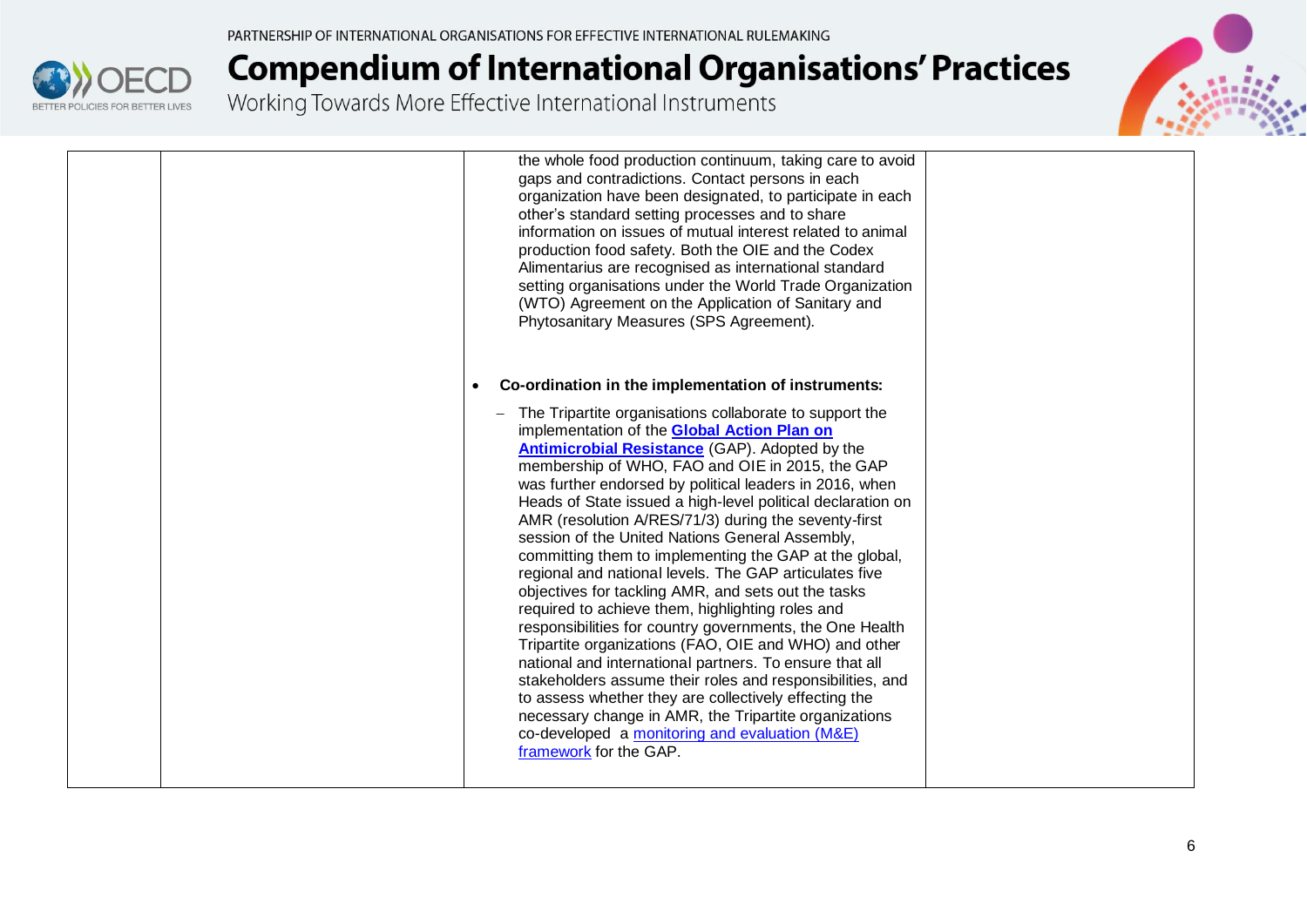| | | | |
|---|---|---|---|
| | | the whole food production continuum, taking care to avoid gaps and contradictions. Contact persons in each organization have been designated, to participate in each other's standard setting processes and to share information on issues of mutual interest related to animal production food safety. Both the OIE and the Codex Alimentarius are recognised as international standard setting organisations under the World Trade Organization (WTO) Agreement on the Application of Sanitary and Phytosanitary Measures (SPS Agreement).<br><br>• **Co-ordination in the implementation of instruments:**<br><br>– The Tripartite organisations collaborate to support the implementation of the **Global Action Plan on Antimicrobial Resistance** (GAP). Adopted by the membership of WHO, FAO and OIE in 2015, the GAP was further endorsed by political leaders in 2016, when Heads of State issued a high-level political declaration on AMR (resolution A/RES/71/3) during the seventy-first session of the United Nations General Assembly, committing them to implementing the GAP at the global, regional and national levels. The GAP articulates five objectives for tackling AMR, and sets out the tasks required to achieve them, highlighting roles and responsibilities for country governments, the One Health Tripartite organizations (FAO, OIE and WHO) and other national and international partners. To ensure that all stakeholders assume their roles and responsibilities, and to assess whether they are collectively effecting the necessary change in AMR, the Tripartite organizations co-developed a monitoring and evaluation (M&E) framework for the GAP. | |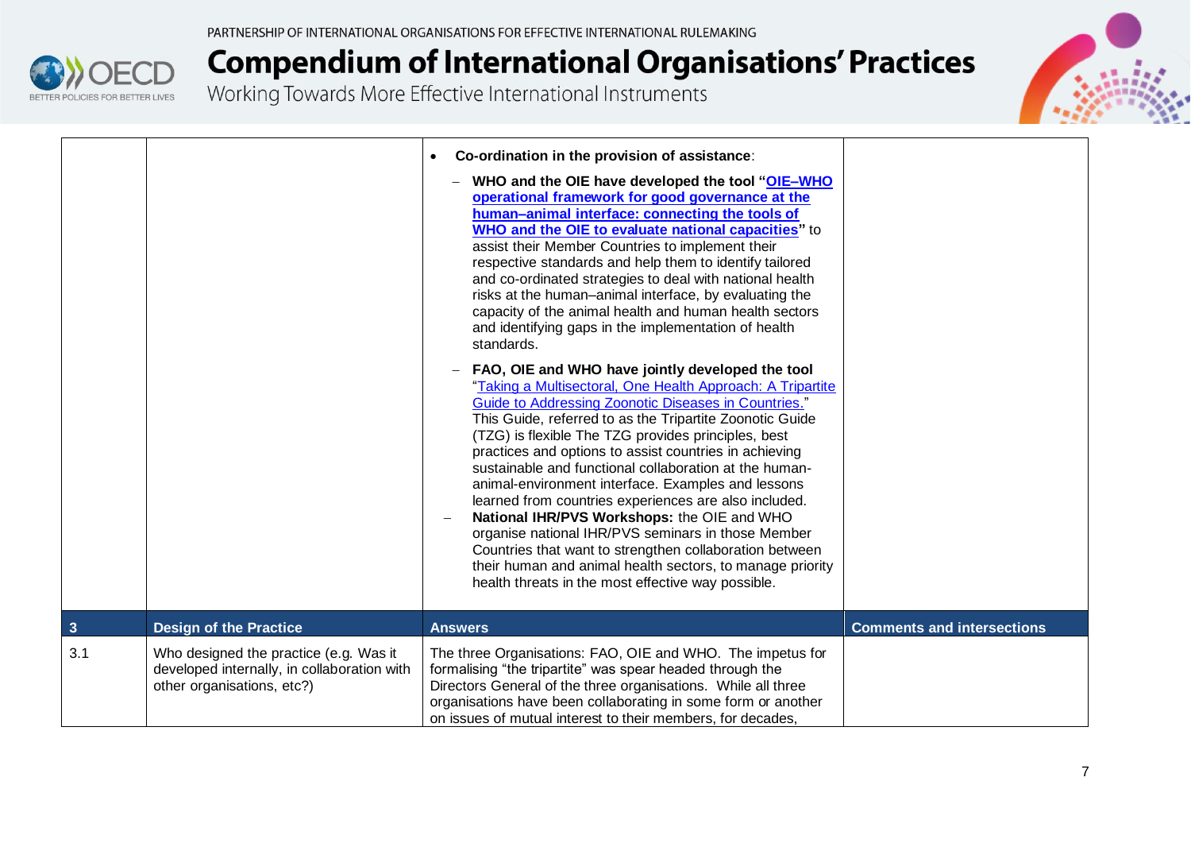| | | | |
|---|---|---|---|
| | | • **Co-ordination in the provision of assistance**:<br>– **WHO and the OIE have developed the tool "OIE–WHO operational framework for good governance at the human–animal interface: connecting the tools of WHO and the OIE to evaluate national capacities"** to assist their Member Countries to implement their respective standards and help them to identify tailored and co-ordinated strategies to deal with national health risks at the human–animal interface, by evaluating the capacity of the animal health and human health sectors and identifying gaps in the implementation of health standards.<br>– **FAO, OIE and WHO have jointly developed the tool** "Taking a Multisectoral, One Health Approach: A Tripartite Guide to Addressing Zoonotic Diseases in Countries." This Guide, referred to as the Tripartite Zoonotic Guide (TZG) is flexible The TZG provides principles, best practices and options to assist countries in achieving sustainable and functional collaboration at the human-animal-environment interface. Examples and lessons learned from countries experiences are also included.<br>– **National IHR/PVS Workshops:** the OIE and WHO organise national IHR/PVS seminars in those Member Countries that want to strengthen collaboration between their human and animal health sectors, to manage priority health threats in the most effective way possible. | |
| **3** | **Design of the Practice** | **Answers** | **Comments and intersections** |
| 3.1 | Who designed the practice (e.g. Was it developed internally, in collaboration with other organisations, etc?) | The three Organisations: FAO, OIE and WHO. The impetus for formalising "the tripartite" was spear headed through the Directors General of the three organisations. While all three organisations have been collaborating in some form or another on issues of mutual interest to their members, for decades, | |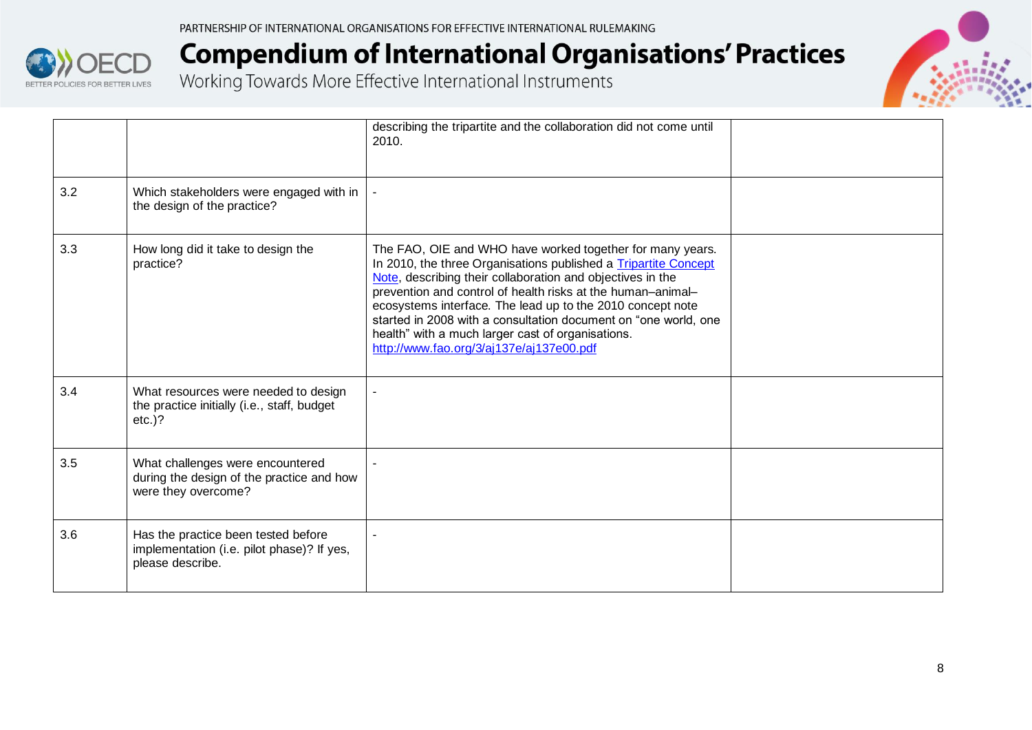| | | | |
|---|---|---|---|
| | | describing the tripartite and the collaboration did not come until 2010. | |
| 3.2 | Which stakeholders were engaged with in the design of the practice? | - | |
| 3.3 | How long did it take to design the practice? | The FAO, OIE and WHO have worked together for many years. In 2010, the three Organisations published a [Tripartite Concept Note](http://www.fao.org/3/aj137e/aj137e00.pdf), describing their collaboration and objectives in the prevention and control of health risks at the human–animal–ecosystems interface. The lead up to the 2010 concept note started in 2008 with a consultation document on "one world, one health" with a much larger cast of organisations. http://www.fao.org/3/aj137e/aj137e00.pdf | |
| 3.4 | What resources were needed to design the practice initially (i.e., staff, budget etc.)? | - | |
| 3.5 | What challenges were encountered during the design of the practice and how were they overcome? | - | |
| 3.6 | Has the practice been tested before implementation (i.e. pilot phase)? If yes, please describe. | - | |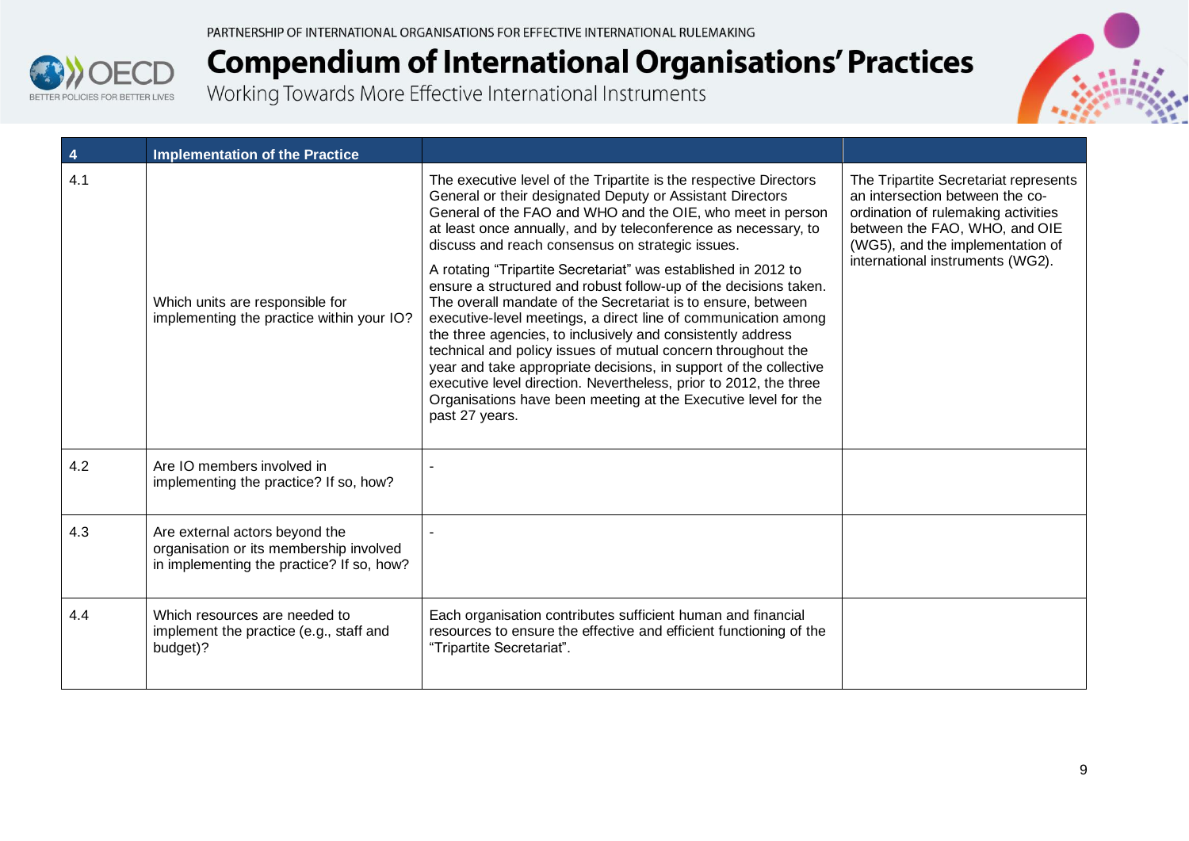| 4 | Implementation of the Practice | | |
|---|---|---|---|
| 4.1 | Which units are responsible for implementing the practice within your IO? | The executive level of the Tripartite is the respective Directors General or their designated Deputy or Assistant Directors General of the FAO and WHO and the OIE, who meet in person at least once annually, and by teleconference as necessary, to discuss and reach consensus on strategic issues.<br><br>A rotating "Tripartite Secretariat" was established in 2012 to ensure a structured and robust follow-up of the decisions taken. The overall mandate of the Secretariat is to ensure, between executive-level meetings, a direct line of communication among the three agencies, to inclusively and consistently address technical and policy issues of mutual concern throughout the year and take appropriate decisions, in support of the collective executive level direction. Nevertheless, prior to 2012, the three Organisations have been meeting at the Executive level for the past 27 years. | The Tripartite Secretariat represents an intersection between the co-ordination of rulemaking activities between the FAO, WHO, and OIE (WG5), and the implementation of international instruments (WG2). |
| 4.2 | Are IO members involved in implementing the practice? If so, how? | - | |
| 4.3 | Are external actors beyond the organisation or its membership involved in implementing the practice? If so, how? | - | |
| 4.4 | Which resources are needed to implement the practice (e.g., staff and budget)? | Each organisation contributes sufficient human and financial resources to ensure the effective and efficient functioning of the "Tripartite Secretariat". | |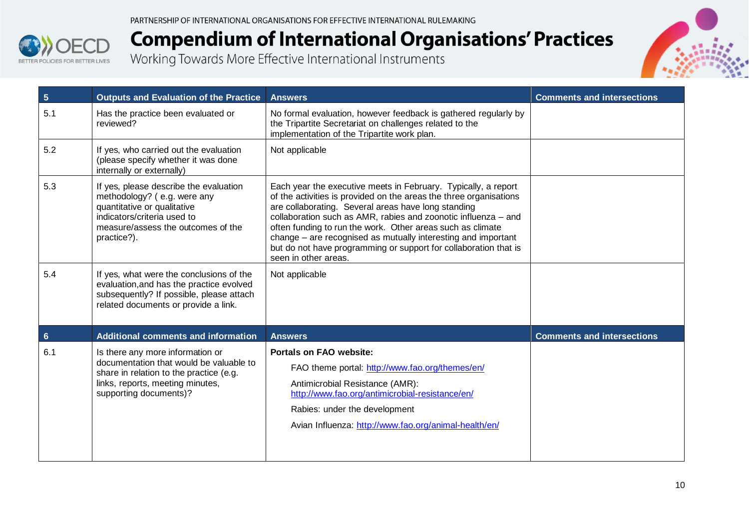| 5 | Outputs and Evaluation of the Practice | Answers | Comments and intersections |
| --- | --- | --- | --- |
| 5.1 | Has the practice been evaluated or reviewed? | No formal evaluation, however feedback is gathered regularly by the Tripartite Secretariat on challenges related to the implementation of the Tripartite work plan. | |
| 5.2 | If yes, who carried out the evaluation (please specify whether it was done internally or externally) | Not applicable | |
| 5.3 | If yes, please describe the evaluation methodology? ( e.g. were any quantitative or qualitative indicators/criteria used to measure/assess the outcomes of the practice?). | Each year the executive meets in February. Typically, a report of the activities is provided on the areas the three organisations are collaborating. Several areas have long standing collaboration such as AMR, rabies and zoonotic influenza – and often funding to run the work. Other areas such as climate change – are recognised as mutually interesting and important but do not have programming or support for collaboration that is seen in other areas. | |
| 5.4 | If yes, what were the conclusions of the evaluation,and has the practice evolved subsequently? If possible, please attach related documents or provide a link. | Not applicable | |
| **6** | **Additional comments and information** | **Answers** | **Comments and intersections** |
| 6.1 | Is there any more information or documentation that would be valuable to share in relation to the practice (e.g. links, reports, meeting minutes, supporting documents)? | **Portals on FAO website:**<br>FAO theme portal: http://www.fao.org/themes/en/<br>Antimicrobial Resistance (AMR): http://www.fao.org/antimicrobial-resistance/en/<br>Rabies: under the development<br>Avian Influenza: http://www.fao.org/animal-health/en/ | |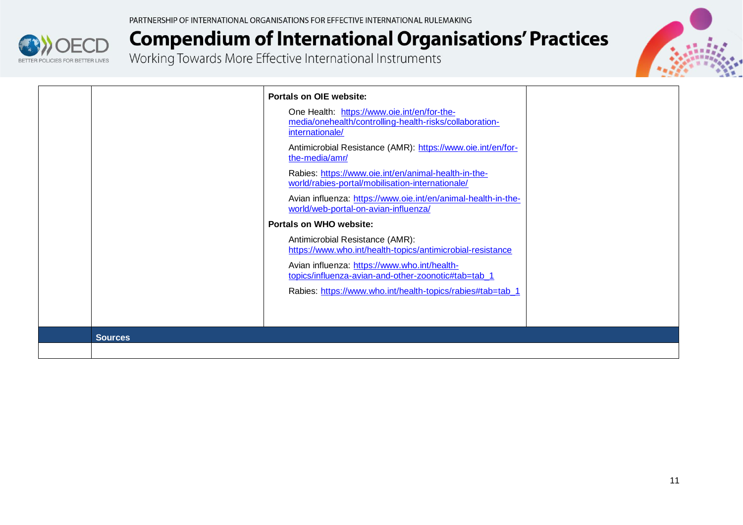| | | | |
|---|---|---|---|
| | | **Portals on OIE website:**<br>One Health: https://www.oie.int/en/for-the-media/onehealth/controlling-health-risks/collaboration-internationale/<br>Antimicrobial Resistance (AMR): https://www.oie.int/en/for-the-media/amr/<br>Rabies: https://www.oie.int/en/animal-health-in-the-world/rabies-portal/mobilisation-internationale/<br>Avian influenza: https://www.oie.int/en/animal-health-in-the-world/web-portal-on-avian-influenza/<br>**Portals on WHO website:**<br>Antimicrobial Resistance (AMR): https://www.who.int/health-topics/antimicrobial-resistance<br>Avian influenza: https://www.who.int/health-topics/influenza-avian-and-other-zoonotic#tab=tab_1<br>Rabies: https://www.who.int/health-topics/rabies#tab=tab_1 | |
| | **Sources** | | |
| | | | |